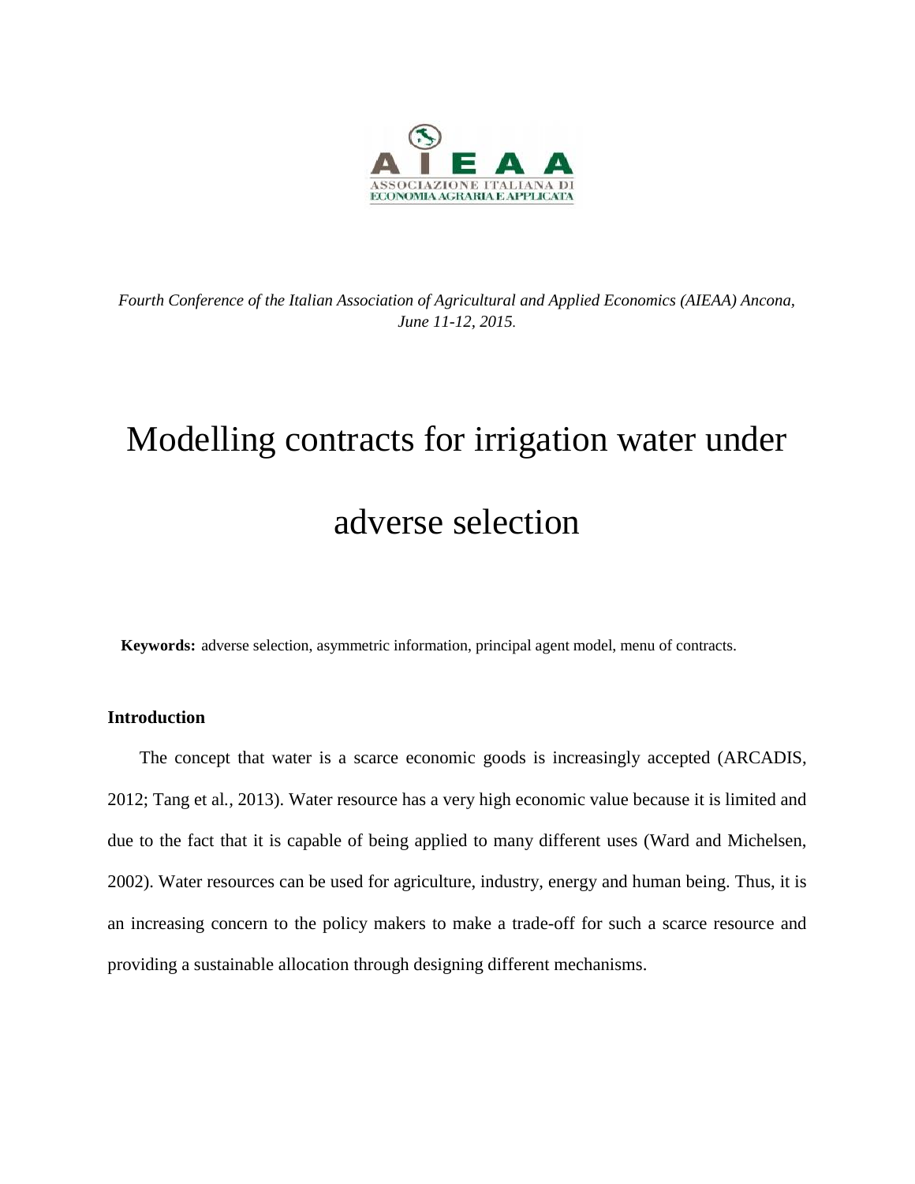*Fourth Conference of the Italian Association of Agricultural and Applied Economics (AIEAA) Ancona, June 11-12, 2015.*

# Modelling contracts for irrigation water under adverse selection

**Keywords:** adverse selection, asymmetric information, principal agent model, menu of contracts.

## Introduction

The concept that water is a scarce economic goods is increasingly accepted (ARCADIS, 2012; Tang et al., 2013). Water resource has a very high economic value because it is limited and due to the fact that it is capable of being applied to many different uses (Ward and Michelsen, 2002). Water resources can be used for agriculture, industry, energy and human being. Thus, it is an increasing concern to the policy makers to make a trade-off for such a scarce resource and providing a sustainable allocation through designing different mechanisms.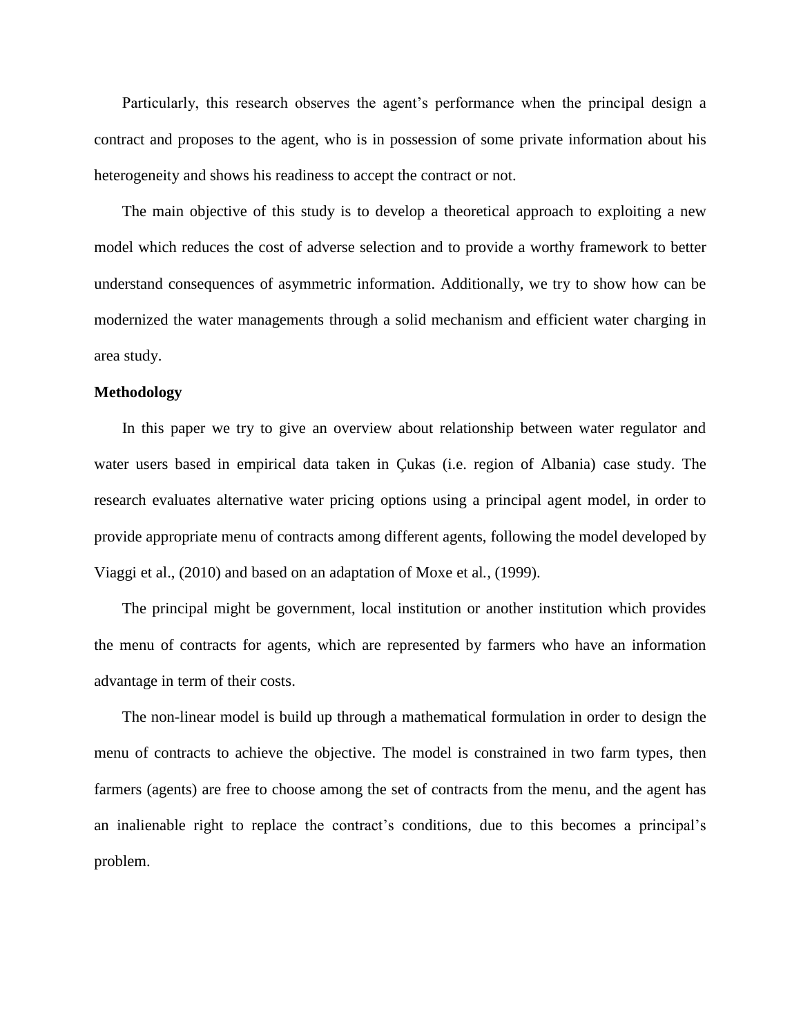Particularly, this research observes the agent's performance when the principal design a contract and proposes to the agent, who is in possession of some private information about his heterogeneity and shows his readiness to accept the contract or not.

The main objective of this study is to develop a theoretical approach to exploiting a new model which reduces the cost of adverse selection and to provide a worthy framework to better understand consequences of asymmetric information. Additionally, we try to show how can be modernized the water managements through a solid mechanism and efficient water charging in area study.

**Methodology**

In this paper we try to give an overview about relationship between water regulator and water users based in empirical data taken in Çukas (i.e. region of Albania) case study. The research evaluates alternative water pricing options using a principal agent model, in order to provide appropriate menu of contracts among different agents, following the model developed by Viaggi et al., (2010) and based on an adaptation of Moxe et al*.*, (1999).

The principal might be government, local institution or another institution which provides the menu of contracts for agents, which are represented by farmers who have an information advantage in term of their costs.

The non-linear model is build up through a mathematical formulation in order to design the menu of contracts to achieve the objective. The model is constrained in two farm types, then farmers (agents) are free to choose among the set of contracts from the menu, and the agent has an inalienable right to replace the contract's conditions, due to this becomes a principal's problem.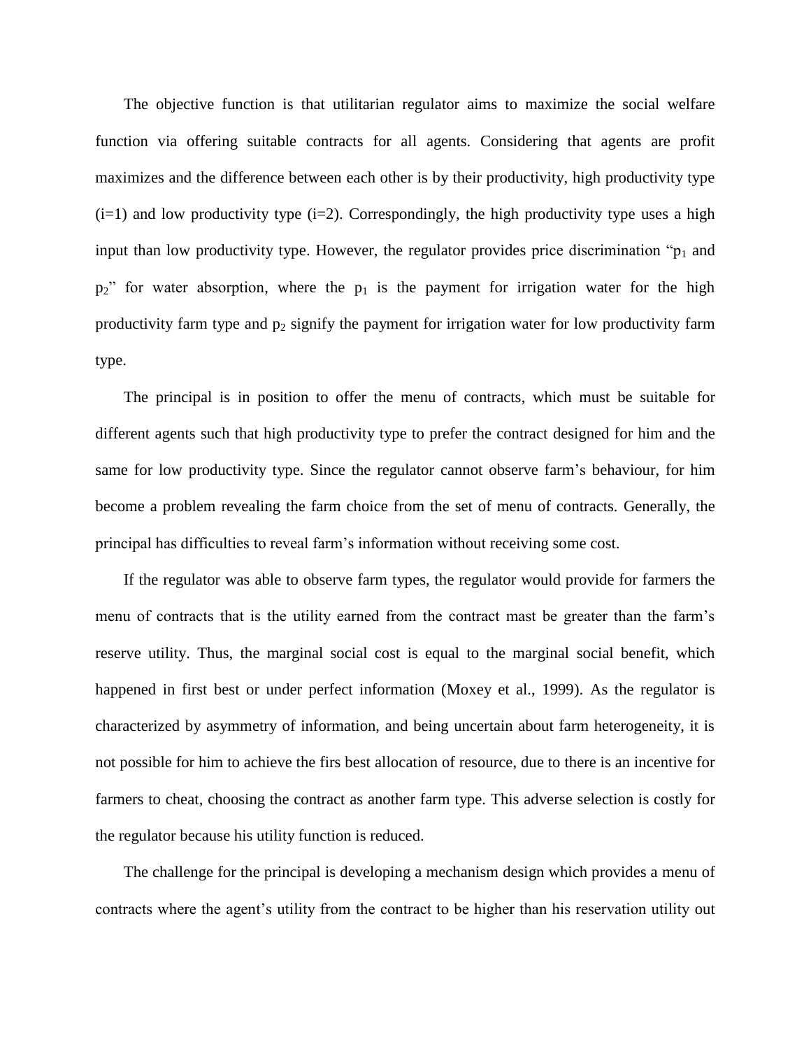The objective function is that utilitarian regulator aims to maximize the social welfare function via offering suitable contracts for all agents. Considering that agents are profit maximizes and the difference between each other is by their productivity, high productivity type (i=1) and low productivity type (i=2). Correspondingly, the high productivity type uses a high input than low productivity type. However, the regulator provides price discrimination "$p_1$ and $p_2$" for water absorption, where the $p_1$ is the payment for irrigation water for the high productivity farm type and $p_2$ signify the payment for irrigation water for low productivity farm type.

The principal is in position to offer the menu of contracts, which must be suitable for different agents such that high productivity type to prefer the contract designed for him and the same for low productivity type. Since the regulator cannot observe farm's behaviour, for him become a problem revealing the farm choice from the set of menu of contracts. Generally, the principal has difficulties to reveal farm's information without receiving some cost.

If the regulator was able to observe farm types, the regulator would provide for farmers the menu of contracts that is the utility earned from the contract mast be greater than the farm's reserve utility. Thus, the marginal social cost is equal to the marginal social benefit, which happened in first best or under perfect information (Moxey et al., 1999). As the regulator is characterized by asymmetry of information, and being uncertain about farm heterogeneity, it is not possible for him to achieve the firs best allocation of resource, due to there is an incentive for farmers to cheat, choosing the contract as another farm type. This adverse selection is costly for the regulator because his utility function is reduced.

The challenge for the principal is developing a mechanism design which provides a menu of contracts where the agent's utility from the contract to be higher than his reservation utility out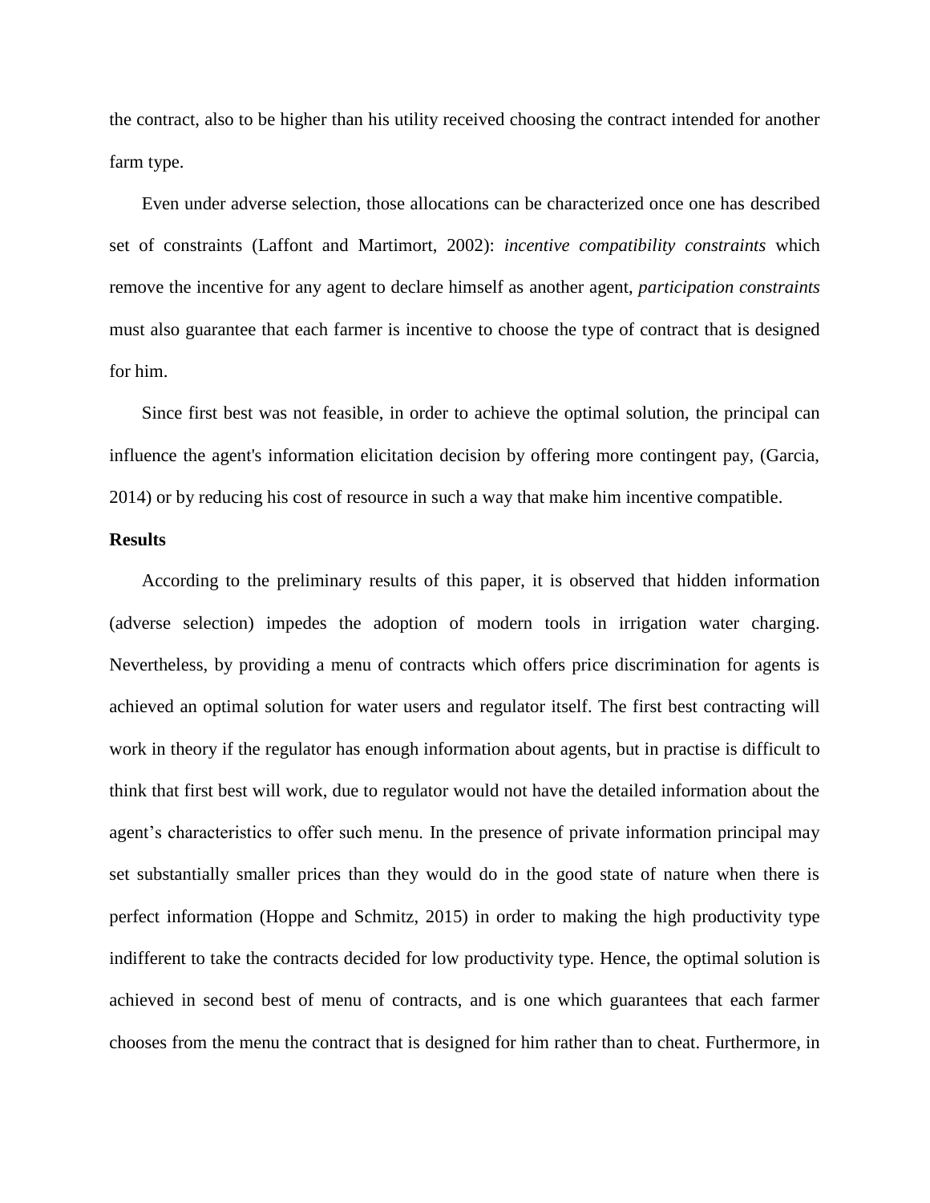the contract, also to be higher than his utility received choosing the contract intended for another farm type.

Even under adverse selection, those allocations can be characterized once one has described set of constraints (Laffont and Martimort, 2002): *incentive compatibility constraints* which remove the incentive for any agent to declare himself as another agent, *participation constraints* must also guarantee that each farmer is incentive to choose the type of contract that is designed for him.

Since first best was not feasible, in order to achieve the optimal solution, the principal can influence the agent's information elicitation decision by offering more contingent pay, (Garcia, 2014) or by reducing his cost of resource in such a way that make him incentive compatible.

**Results**

According to the preliminary results of this paper, it is observed that hidden information (adverse selection) impedes the adoption of modern tools in irrigation water charging. Nevertheless, by providing a menu of contracts which offers price discrimination for agents is achieved an optimal solution for water users and regulator itself. The first best contracting will work in theory if the regulator has enough information about agents, but in practise is difficult to think that first best will work, due to regulator would not have the detailed information about the agent's characteristics to offer such menu. In the presence of private information principal may set substantially smaller prices than they would do in the good state of nature when there is perfect information (Hoppe and Schmitz, 2015) in order to making the high productivity type indifferent to take the contracts decided for low productivity type. Hence, the optimal solution is achieved in second best of menu of contracts, and is one which guarantees that each farmer chooses from the menu the contract that is designed for him rather than to cheat. Furthermore, in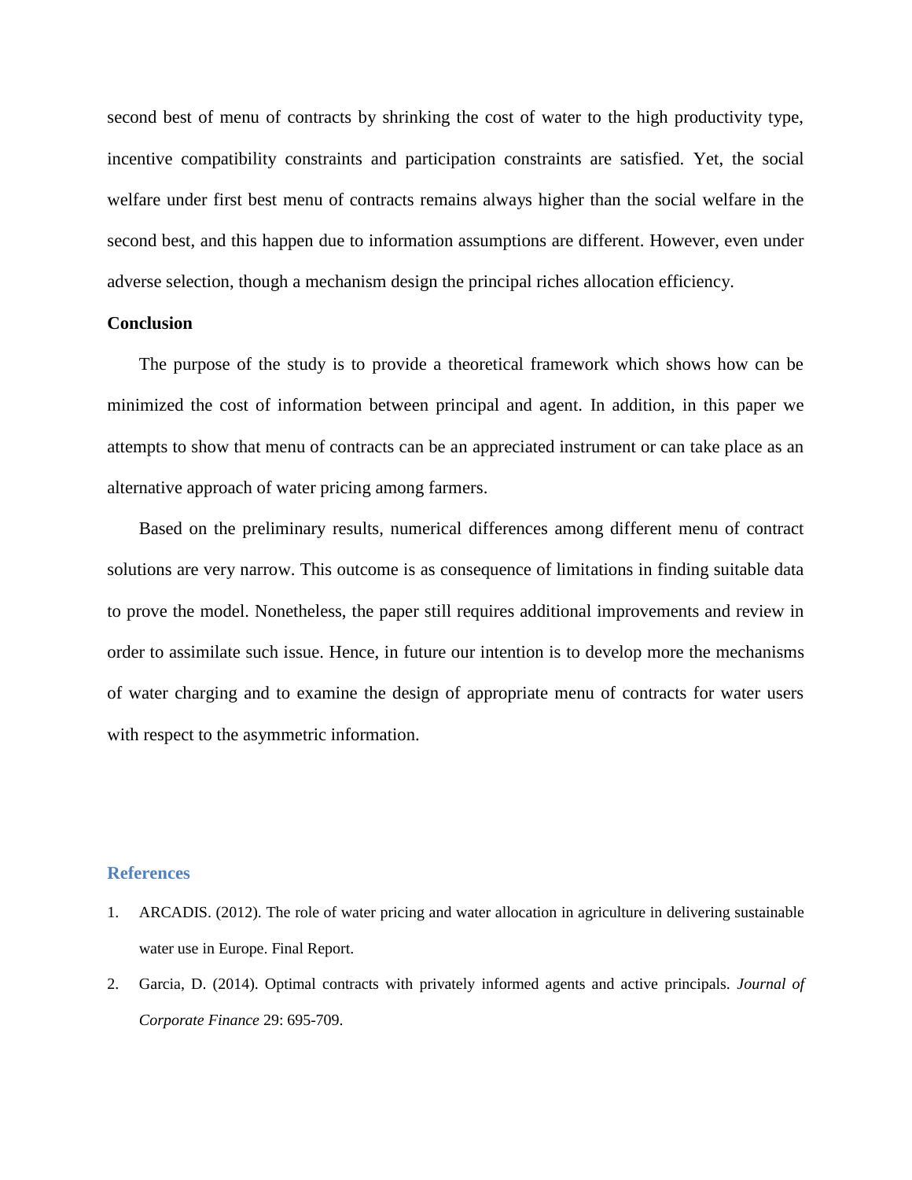second best of menu of contracts by shrinking the cost of water to the high productivity type, incentive compatibility constraints and participation constraints are satisfied. Yet, the social welfare under first best menu of contracts remains always higher than the social welfare in the second best, and this happen due to information assumptions are different. However, even under adverse selection, though a mechanism design the principal riches allocation efficiency.

**Conclusion**

The purpose of the study is to provide a theoretical framework which shows how can be minimized the cost of information between principal and agent. In addition, in this paper we attempts to show that menu of contracts can be an appreciated instrument or can take place as an alternative approach of water pricing among farmers.

Based on the preliminary results, numerical differences among different menu of contract solutions are very narrow. This outcome is as consequence of limitations in finding suitable data to prove the model. Nonetheless, the paper still requires additional improvements and review in order to assimilate such issue. Hence, in future our intention is to develop more the mechanisms of water charging and to examine the design of appropriate menu of contracts for water users with respect to the asymmetric information.

## References

1. ARCADIS. (2012). The role of water pricing and water allocation in agriculture in delivering sustainable water use in Europe. Final Report.
2. Garcia, D. (2014). Optimal contracts with privately informed agents and active principals. *Journal of Corporate Finance* 29: 695-709.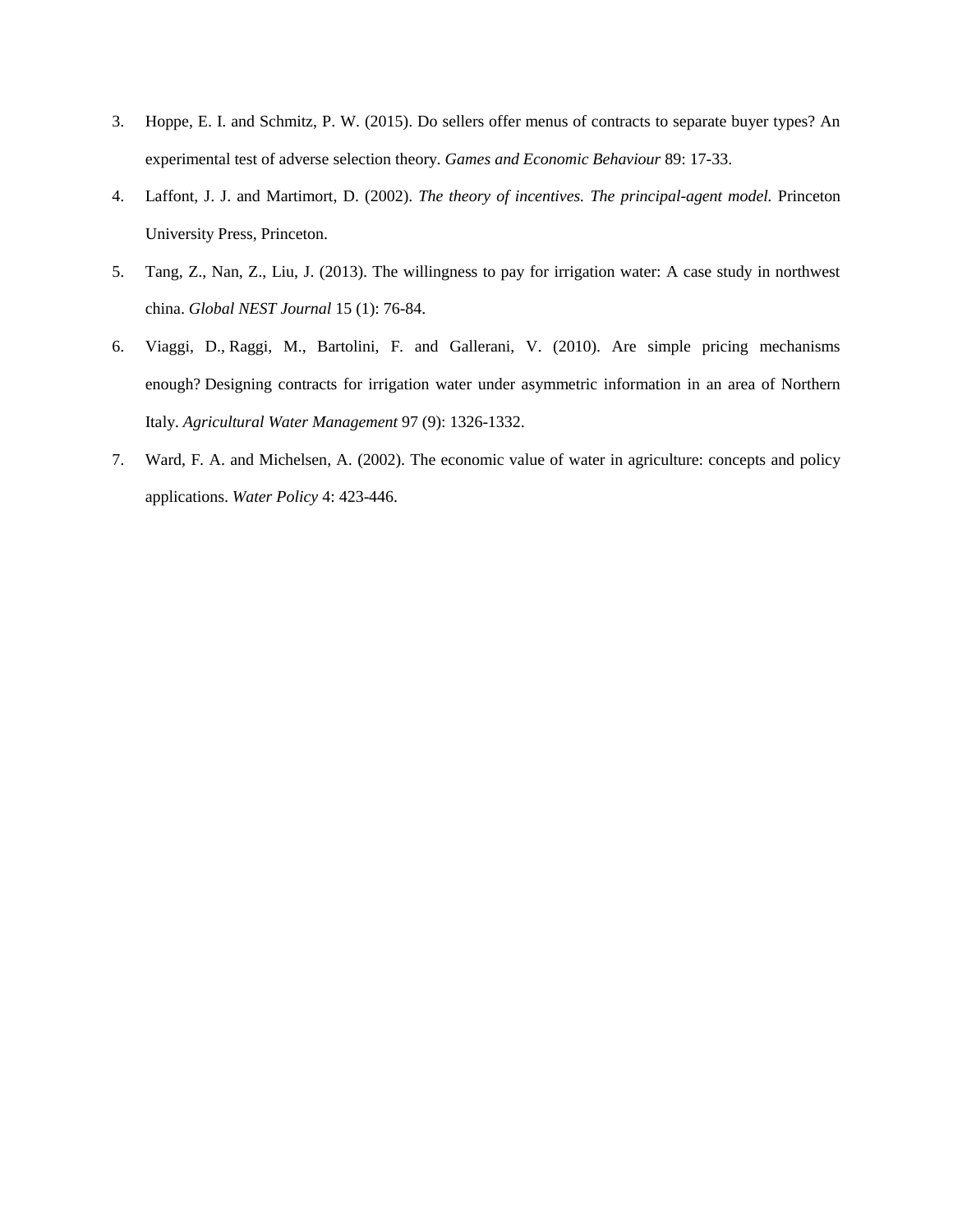3. Hoppe, E. I. and Schmitz, P. W. (2015). Do sellers offer menus of contracts to separate buyer types? An experimental test of adverse selection theory. *Games and Economic Behaviour* 89: 17-33.
4. Laffont, J. J. and Martimort, D. (2002). *The theory of incentives. The principal-agent model.* Princeton University Press, Princeton.
5. Tang, Z., Nan, Z., Liu, J. (2013). The willingness to pay for irrigation water: A case study in northwest china. *Global NEST Journal* 15 (1): 76-84.
6. Viaggi, D., Raggi, M., Bartolini, F. and Gallerani, V. (2010). Are simple pricing mechanisms enough? Designing contracts for irrigation water under asymmetric information in an area of Northern Italy. *Agricultural Water Management* 97 (9): 1326-1332.
7. Ward, F. A. and Michelsen, A. (2002). The economic value of water in agriculture: concepts and policy applications. *Water Policy* 4: 423-446.